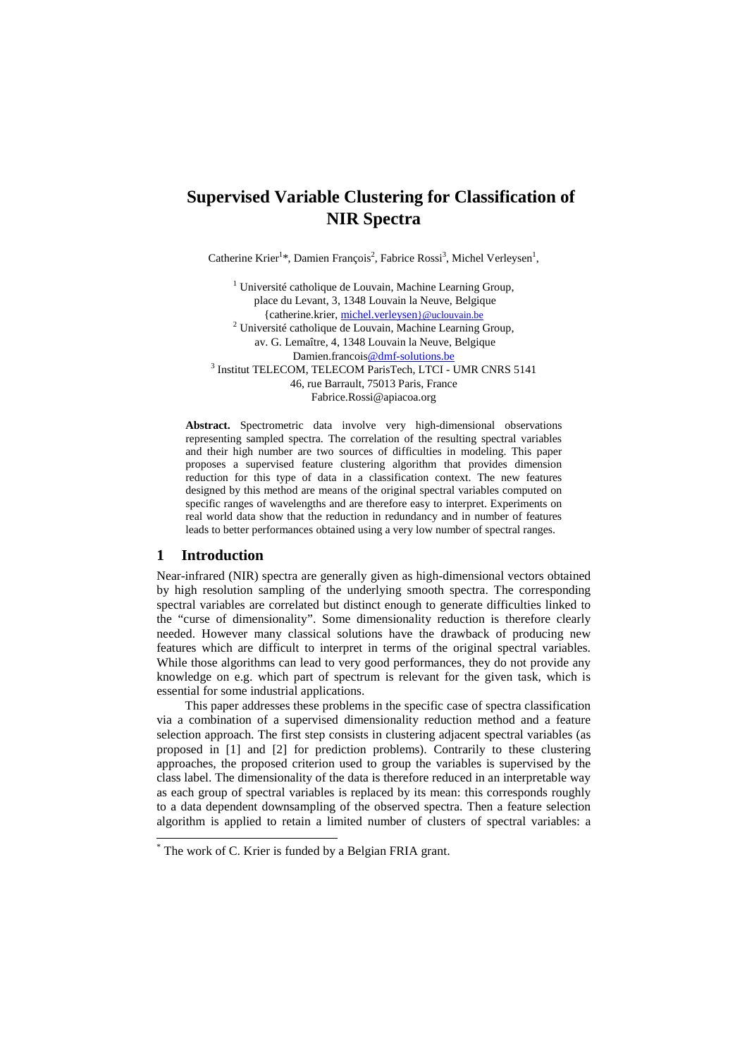# Supervised Variable Clustering for Classification of NIR Spectra

Catherine Krier[1]*, Damien François[2], Fabrice Rossi[3], Michel Verleysen[1],

[1] Université catholique de Louvain, Machine Learning Group,
place du Levant, 3, 1348 Louvain la Neuve, Belgique
{catherine.krier, michel.verleysen}@uclouvain.be

[2] Université catholique de Louvain, Machine Learning Group,
av. G. Lemaître, 4, 1348 Louvain la Neuve, Belgique
Damien.francois@dmf-solutions.be

[3] Institut TELECOM, TELECOM ParisTech, LTCI - UMR CNRS 5141
46, rue Barrault, 75013 Paris, France
Fabrice.Rossi@apiacoa.org

**Abstract.** Spectrometric data involve very high-dimensional observations representing sampled spectra. The correlation of the resulting spectral variables and their high number are two sources of difficulties in modeling. This paper proposes a supervised feature clustering algorithm that provides dimension reduction for this type of data in a classification context. The new features designed by this method are means of the original spectral variables computed on specific ranges of wavelengths and are therefore easy to interpret. Experiments on real world data show that the reduction in redundancy and in number of features leads to better performances obtained using a very low number of spectral ranges.

## 1 Introduction

Near-infrared (NIR) spectra are generally given as high-dimensional vectors obtained by high resolution sampling of the underlying smooth spectra. The corresponding spectral variables are correlated but distinct enough to generate difficulties linked to the "curse of dimensionality". Some dimensionality reduction is therefore clearly needed. However many classical solutions have the drawback of producing new features which are difficult to interpret in terms of the original spectral variables. While those algorithms can lead to very good performances, they do not provide any knowledge on e.g. which part of spectrum is relevant for the given task, which is essential for some industrial applications.

This paper addresses these problems in the specific case of spectra classification via a combination of a supervised dimensionality reduction method and a feature selection approach. The first step consists in clustering adjacent spectral variables (as proposed in [1] and [2] for prediction problems). Contrarily to these clustering approaches, the proposed criterion used to group the variables is supervised by the class label. The dimensionality of the data is therefore reduced in an interpretable way as each group of spectral variables is replaced by its mean: this corresponds roughly to a data dependent downsampling of the observed spectra. Then a feature selection algorithm is applied to retain a limited number of clusters of spectral variables: a

* The work of C. Krier is funded by a Belgian FRIA grant.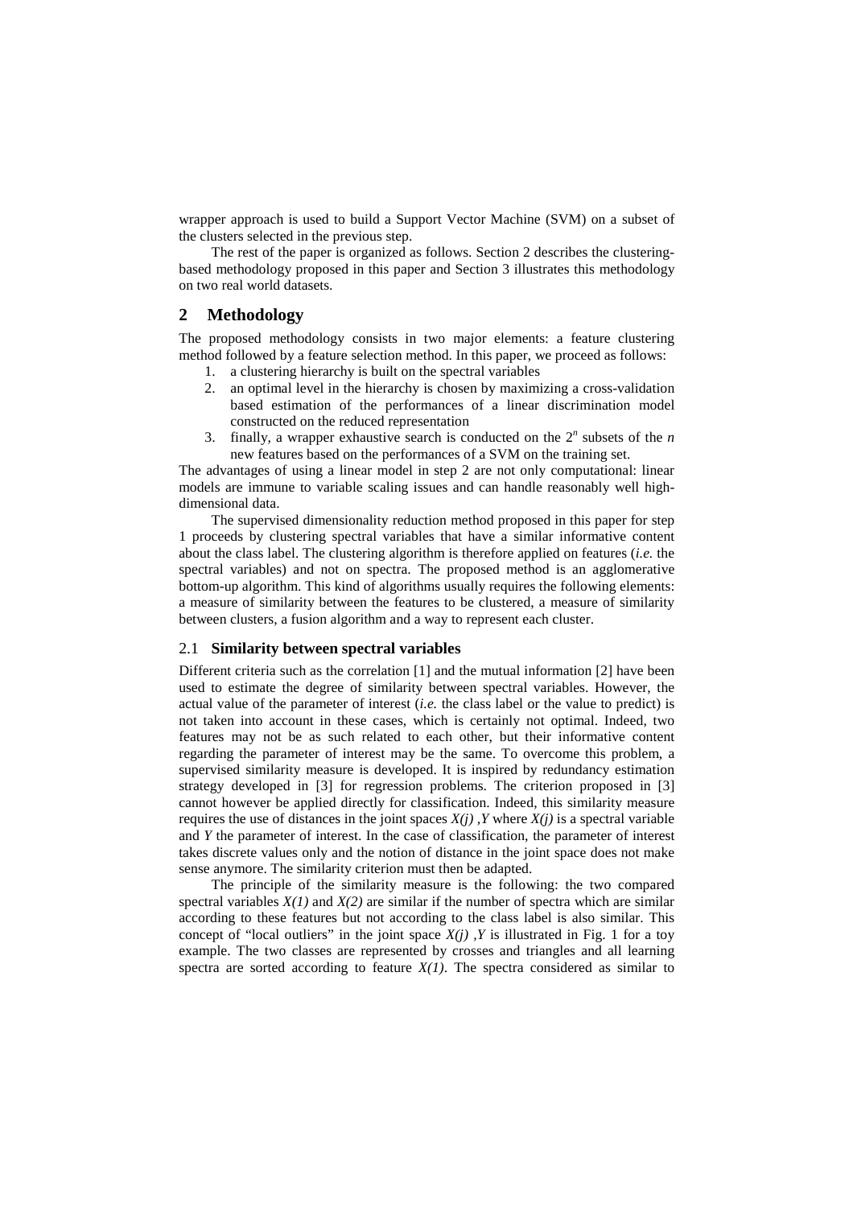wrapper approach is used to build a Support Vector Machine (SVM) on a subset of the clusters selected in the previous step.

The rest of the paper is organized as follows. Section 2 describes the clustering-based methodology proposed in this paper and Section 3 illustrates this methodology on two real world datasets.

## 2 Methodology

The proposed methodology consists in two major elements: a feature clustering method followed by a feature selection method. In this paper, we proceed as follows:

1. a clustering hierarchy is built on the spectral variables
2. an optimal level in the hierarchy is chosen by maximizing a cross-validation based estimation of the performances of a linear discrimination model constructed on the reduced representation
3. finally, a wrapper exhaustive search is conducted on the $2^n$ subsets of the $n$ new features based on the performances of a SVM on the training set.

The advantages of using a linear model in step 2 are not only computational: linear models are immune to variable scaling issues and can handle reasonably well high-dimensional data.

The supervised dimensionality reduction method proposed in this paper for step 1 proceeds by clustering spectral variables that have a similar informative content about the class label. The clustering algorithm is therefore applied on features (*i.e.* the spectral variables) and not on spectra. The proposed method is an agglomerative bottom-up algorithm. This kind of algorithms usually requires the following elements: a measure of similarity between the features to be clustered, a measure of similarity between clusters, a fusion algorithm and a way to represent each cluster.

### 2.1 Similarity between spectral variables

Different criteria such as the correlation [1] and the mutual information [2] have been used to estimate the degree of similarity between spectral variables. However, the actual value of the parameter of interest (*i.e.* the class label or the value to predict) is not taken into account in these cases, which is certainly not optimal. Indeed, two features may not be as such related to each other, but their informative content regarding the parameter of interest may be the same. To overcome this problem, a supervised similarity measure is developed. It is inspired by redundancy estimation strategy developed in [3] for regression problems. The criterion proposed in [3] cannot however be applied directly for classification. Indeed, this similarity measure requires the use of distances in the joint spaces $X(j)$ ,$Y$ where $X(j)$ is a spectral variable and $Y$ the parameter of interest. In the case of classification, the parameter of interest takes discrete values only and the notion of distance in the joint space does not make sense anymore. The similarity criterion must then be adapted.

The principle of the similarity measure is the following: the two compared spectral variables $X(1)$ and $X(2)$ are similar if the number of spectra which are similar according to these features but not according to the class label is also similar. This concept of "local outliers" in the joint space $X(j)$ ,$Y$ is illustrated in Fig. 1 for a toy example. The two classes are represented by crosses and triangles and all learning spectra are sorted according to feature $X(1)$. The spectra considered as similar to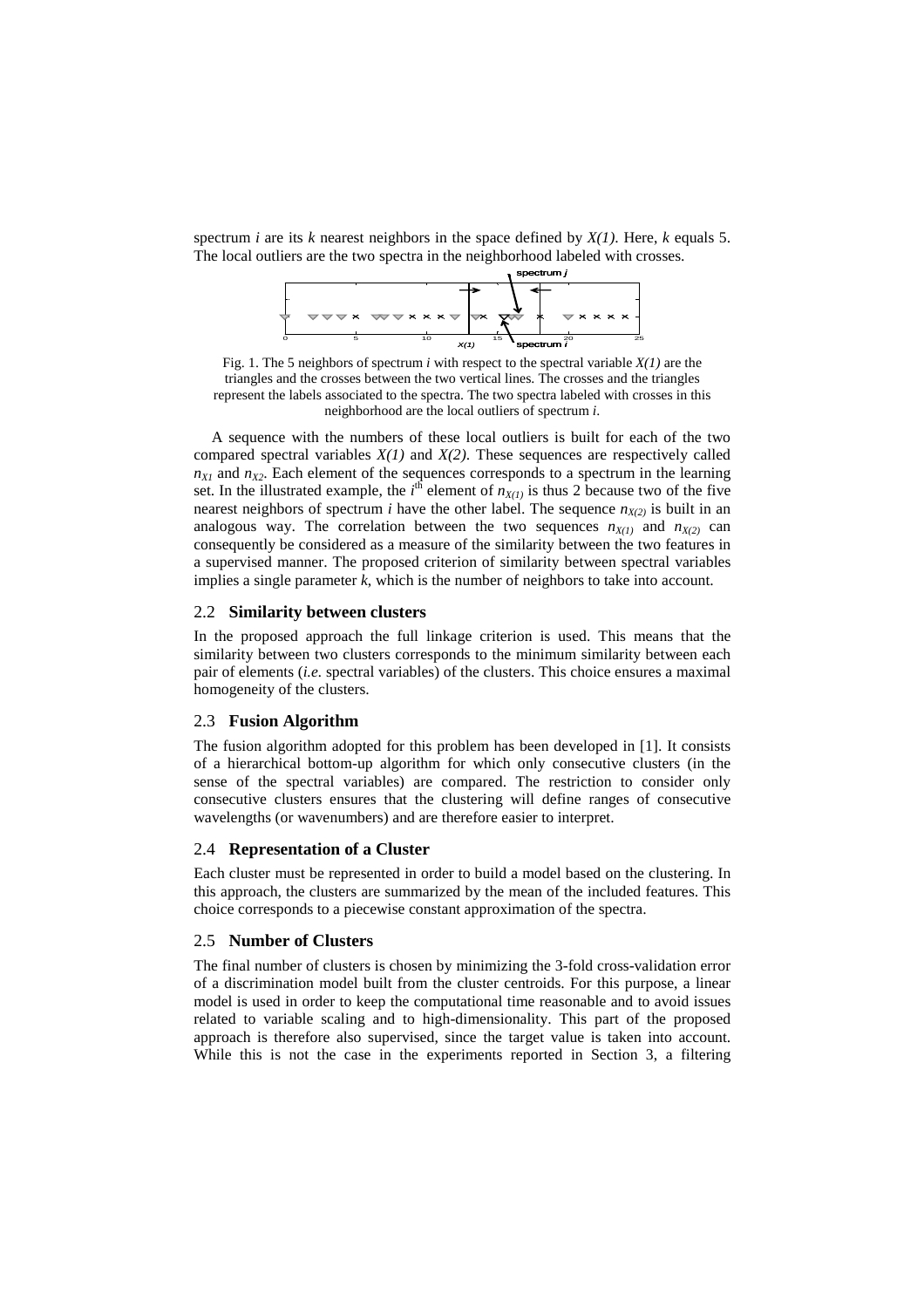spectrum $i$ are its $k$ nearest neighbors in the space defined by $X(1)$. Here, $k$ equals 5. The local outliers are the two spectra in the neighborhood labeled with crosses.

Fig. 1. The 5 neighbors of spectrum $i$ with respect to the spectral variable $X(1)$ are the triangles and the crosses between the two vertical lines. The crosses and the triangles represent the labels associated to the spectra. The two spectra labeled with crosses in this neighborhood are the local outliers of spectrum $i$.

A sequence with the numbers of these local outliers is built for each of the two compared spectral variables $X(1)$ and $X(2)$. These sequences are respectively called $n_{X1}$ and $n_{X2}$. Each element of the sequences corresponds to a spectrum in the learning set. In the illustrated example, the $i^{th}$ element of $n_{X(1)}$ is thus 2 because two of the five nearest neighbors of spectrum $i$ have the other label. The sequence $n_{X(2)}$ is built in an analogous way. The correlation between the two sequences $n_{X(1)}$ and $n_{X(2)}$ can consequently be considered as a measure of the similarity between the two features in a supervised manner. The proposed criterion of similarity between spectral variables implies a single parameter $k$, which is the number of neighbors to take into account.

### 2.2 Similarity between clusters

In the proposed approach the full linkage criterion is used. This means that the similarity between two clusters corresponds to the minimum similarity between each pair of elements (*i.e.* spectral variables) of the clusters. This choice ensures a maximal homogeneity of the clusters.

### 2.3 Fusion Algorithm

The fusion algorithm adopted for this problem has been developed in [1]. It consists of a hierarchical bottom-up algorithm for which only consecutive clusters (in the sense of the spectral variables) are compared. The restriction to consider only consecutive clusters ensures that the clustering will define ranges of consecutive wavelengths (or wavenumbers) and are therefore easier to interpret.

### 2.4 Representation of a Cluster

Each cluster must be represented in order to build a model based on the clustering. In this approach, the clusters are summarized by the mean of the included features. This choice corresponds to a piecewise constant approximation of the spectra.

### 2.5 Number of Clusters

The final number of clusters is chosen by minimizing the 3-fold cross-validation error of a discrimination model built from the cluster centroids. For this purpose, a linear model is used in order to keep the computational time reasonable and to avoid issues related to variable scaling and to high-dimensionality. This part of the proposed approach is therefore also supervised, since the target value is taken into account. While this is not the case in the experiments reported in Section 3, a filtering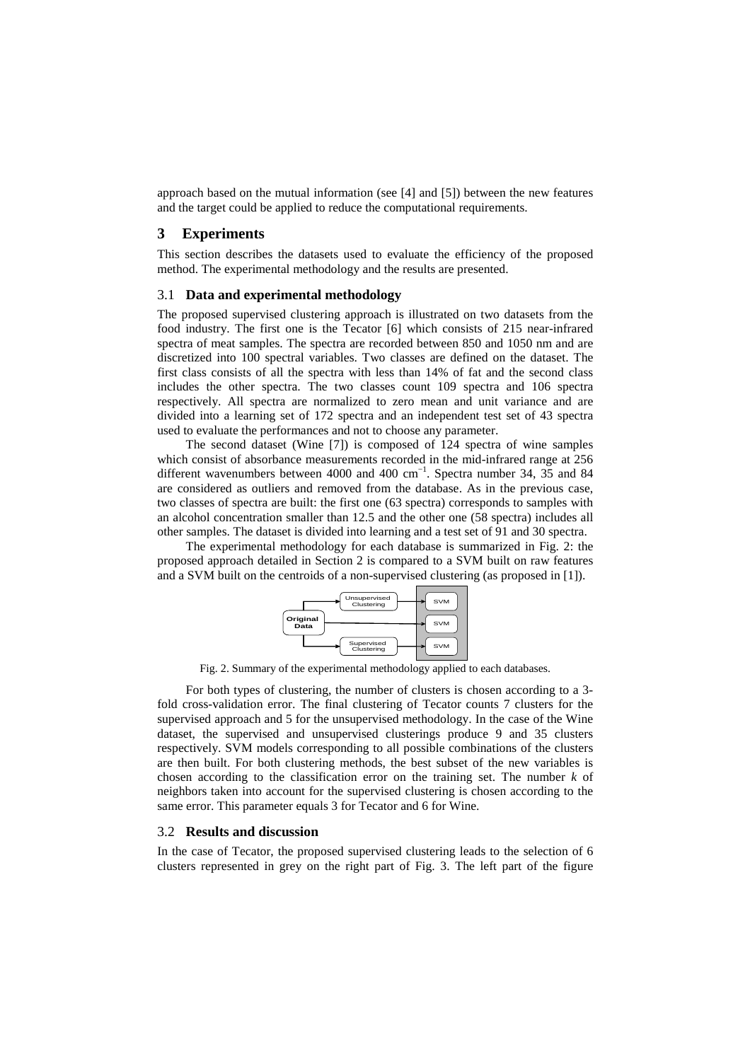approach based on the mutual information (see [4] and [5]) between the new features and the target could be applied to reduce the computational requirements.

## 3 Experiments

This section describes the datasets used to evaluate the efficiency of the proposed method. The experimental methodology and the results are presented.

### 3.1 Data and experimental methodology

The proposed supervised clustering approach is illustrated on two datasets from the food industry. The first one is the Tecator [6] which consists of 215 near-infrared spectra of meat samples. The spectra are recorded between 850 and 1050 nm and are discretized into 100 spectral variables. Two classes are defined on the dataset. The first class consists of all the spectra with less than 14% of fat and the second class includes the other spectra. The two classes count 109 spectra and 106 spectra respectively. All spectra are normalized to zero mean and unit variance and are divided into a learning set of 172 spectra and an independent test set of 43 spectra used to evaluate the performances and not to choose any parameter.

The second dataset (Wine [7]) is composed of 124 spectra of wine samples which consist of absorbance measurements recorded in the mid-infrared range at 256 different wavenumbers between 4000 and 400 $cm^{-1}$. Spectra number 34, 35 and 84 are considered as outliers and removed from the database. As in the previous case, two classes of spectra are built: the first one (63 spectra) corresponds to samples with an alcohol concentration smaller than 12.5 and the other one (58 spectra) includes all other samples. The dataset is divided into learning and a test set of 91 and 30 spectra.

The experimental methodology for each database is summarized in Fig. 2: the proposed approach detailed in Section 2 is compared to a SVM built on raw features and a SVM built on the centroids of a non-supervised clustering (as proposed in [1]).

Fig. 2. Summary of the experimental methodology applied to each databases.

For both types of clustering, the number of clusters is chosen according to a 3-fold cross-validation error. The final clustering of Tecator counts 7 clusters for the supervised approach and 5 for the unsupervised methodology. In the case of the Wine dataset, the supervised and unsupervised clusterings produce 9 and 35 clusters respectively. SVM models corresponding to all possible combinations of the clusters are then built. For both clustering methods, the best subset of the new variables is chosen according to the classification error on the training set. The number $k$ of neighbors taken into account for the supervised clustering is chosen according to the same error. This parameter equals 3 for Tecator and 6 for Wine.

### 3.2 Results and discussion

In the case of Tecator, the proposed supervised clustering leads to the selection of 6 clusters represented in grey on the right part of Fig. 3. The left part of the figure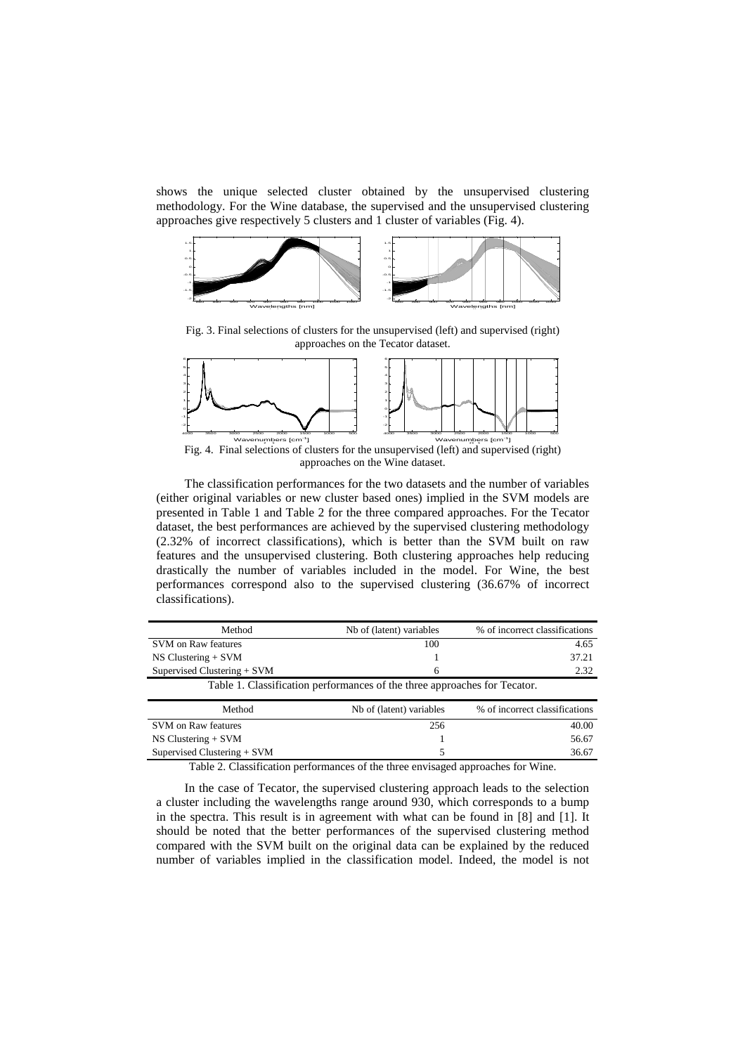shows the unique selected cluster obtained by the unsupervised clustering methodology. For the Wine database, the supervised and the unsupervised clustering approaches give respectively 5 clusters and 1 cluster of variables (Fig. 4).

Fig. 3. Final selections of clusters for the unsupervised (left) and supervised (right) approaches on the Tecator dataset.

Fig. 4. Final selections of clusters for the unsupervised (left) and supervised (right) approaches on the Wine dataset.

The classification performances for the two datasets and the number of variables (either original variables or new cluster based ones) implied in the SVM models are presented in Table 1 and Table 2 for the three compared approaches. For the Tecator dataset, the best performances are achieved by the supervised clustering methodology (2.32% of incorrect classifications), which is better than the SVM built on raw features and the unsupervised clustering. Both clustering approaches help reducing drastically the number of variables included in the model. For Wine, the best performances correspond also to the supervised clustering (36.67% of incorrect classifications).

| Method | Nb of (latent) variables | % of incorrect classifications |
|---|---|---|
| SVM on Raw features | 100 | 4.65 |
| NS Clustering + SVM | 1 | 37.21 |
| Supervised Clustering + SVM | 6 | 2.32 |

Table 1. Classification performances of the three approaches for Tecator.

| Method | Nb of (latent) variables | % of incorrect classifications |
|---|---|---|
| SVM on Raw features | 256 | 40.00 |
| NS Clustering + SVM | 1 | 56.67 |
| Supervised Clustering + SVM | 5 | 36.67 |

Table 2. Classification performances of the three envisaged approaches for Wine.

In the case of Tecator, the supervised clustering approach leads to the selection a cluster including the wavelengths range around 930, which corresponds to a bump in the spectra. This result is in agreement with what can be found in [8] and [1]. It should be noted that the better performances of the supervised clustering method compared with the SVM built on the original data can be explained by the reduced number of variables implied in the classification model. Indeed, the model is not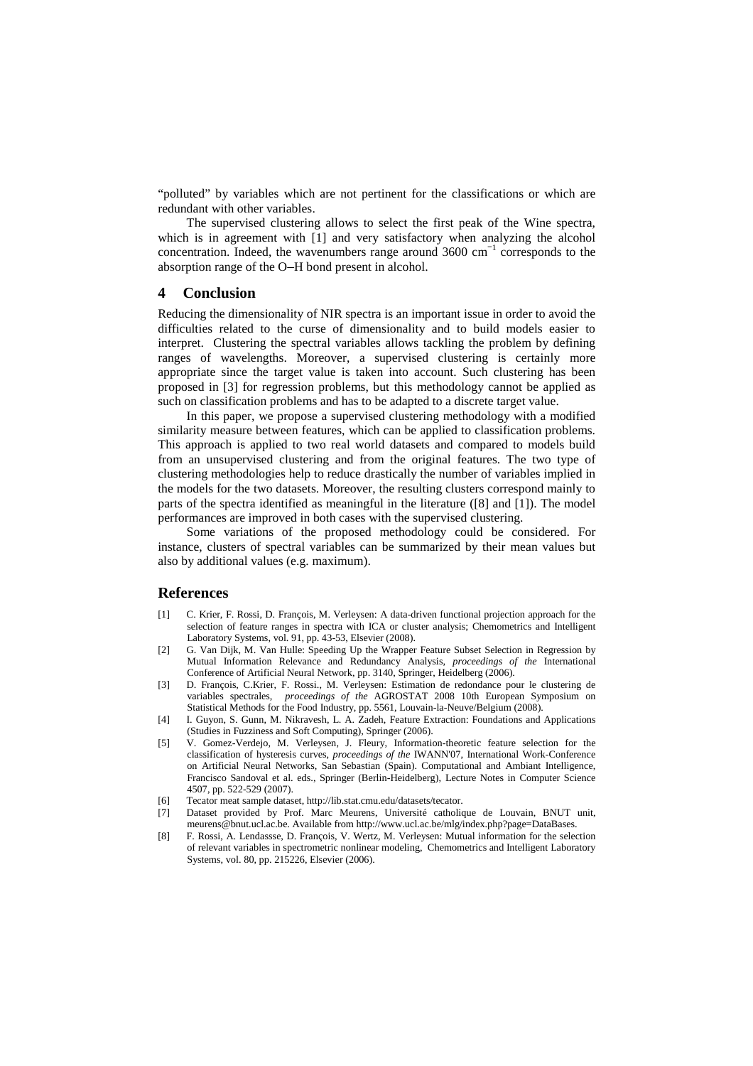"polluted" by variables which are not pertinent for the classifications or which are redundant with other variables.

The supervised clustering allows to select the first peak of the Wine spectra, which is in agreement with [1] and very satisfactory when analyzing the alcohol concentration. Indeed, the wavenumbers range around 3600 $cm^{-1}$ corresponds to the absorption range of the O–H bond present in alcohol.

## 4 Conclusion

Reducing the dimensionality of NIR spectra is an important issue in order to avoid the difficulties related to the curse of dimensionality and to build models easier to interpret. Clustering the spectral variables allows tackling the problem by defining ranges of wavelengths. Moreover, a supervised clustering is certainly more appropriate since the target value is taken into account. Such clustering has been proposed in [3] for regression problems, but this methodology cannot be applied as such on classification problems and has to be adapted to a discrete target value.

In this paper, we propose a supervised clustering methodology with a modified similarity measure between features, which can be applied to classification problems. This approach is applied to two real world datasets and compared to models build from an unsupervised clustering and from the original features. The two type of clustering methodologies help to reduce drastically the number of variables implied in the models for the two datasets. Moreover, the resulting clusters correspond mainly to parts of the spectra identified as meaningful in the literature ([8] and [1]). The model performances are improved in both cases with the supervised clustering.

Some variations of the proposed methodology could be considered. For instance, clusters of spectral variables can be summarized by their mean values but also by additional values (e.g. maximum).

## References

[1] C. Krier, F. Rossi, D. François, M. Verleysen: A data-driven functional projection approach for the selection of feature ranges in spectra with ICA or cluster analysis; Chemometrics and Intelligent Laboratory Systems, vol. 91, pp. 43-53, Elsevier (2008).

[2] G. Van Dijk, M. Van Hulle: Speeding Up the Wrapper Feature Subset Selection in Regression by Mutual Information Relevance and Redundancy Analysis, *proceedings of the* International Conference of Artificial Neural Network, pp. 3140, Springer, Heidelberg (2006).

[3] D. François, C.Krier, F. Rossi., M. Verleysen: Estimation de redondance pour le clustering de variables spectrales, *proceedings of the* AGROSTAT 2008 10th European Symposium on Statistical Methods for the Food Industry, pp. 5561, Louvain-la-Neuve/Belgium (2008).

[4] I. Guyon, S. Gunn, M. Nikravesh, L. A. Zadeh, Feature Extraction: Foundations and Applications (Studies in Fuzziness and Soft Computing), Springer (2006).

[5] V. Gomez-Verdejo, M. Verleysen, J. Fleury, Information-theoretic feature selection for the classification of hysteresis curves, *proceedings of the* IWANN'07, International Work-Conference on Artificial Neural Networks, San Sebastian (Spain). Computational and Ambiant Intelligence, Francisco Sandoval et al. eds., Springer (Berlin-Heidelberg), Lecture Notes in Computer Science 4507, pp. 522-529 (2007).

[6] Tecator meat sample dataset, http://lib.stat.cmu.edu/datasets/tecator.

[7] Dataset provided by Prof. Marc Meurens, Université catholique de Louvain, BNUT unit, meurens@bnut.ucl.ac.be. Available from http://www.ucl.ac.be/mlg/index.php?page=DataBases.

[8] F. Rossi, A. Lendassse, D. François, V. Wertz, M. Verleysen: Mutual information for the selection of relevant variables in spectrometric nonlinear modeling, Chemometrics and Intelligent Laboratory Systems, vol. 80, pp. 215226, Elsevier (2006).